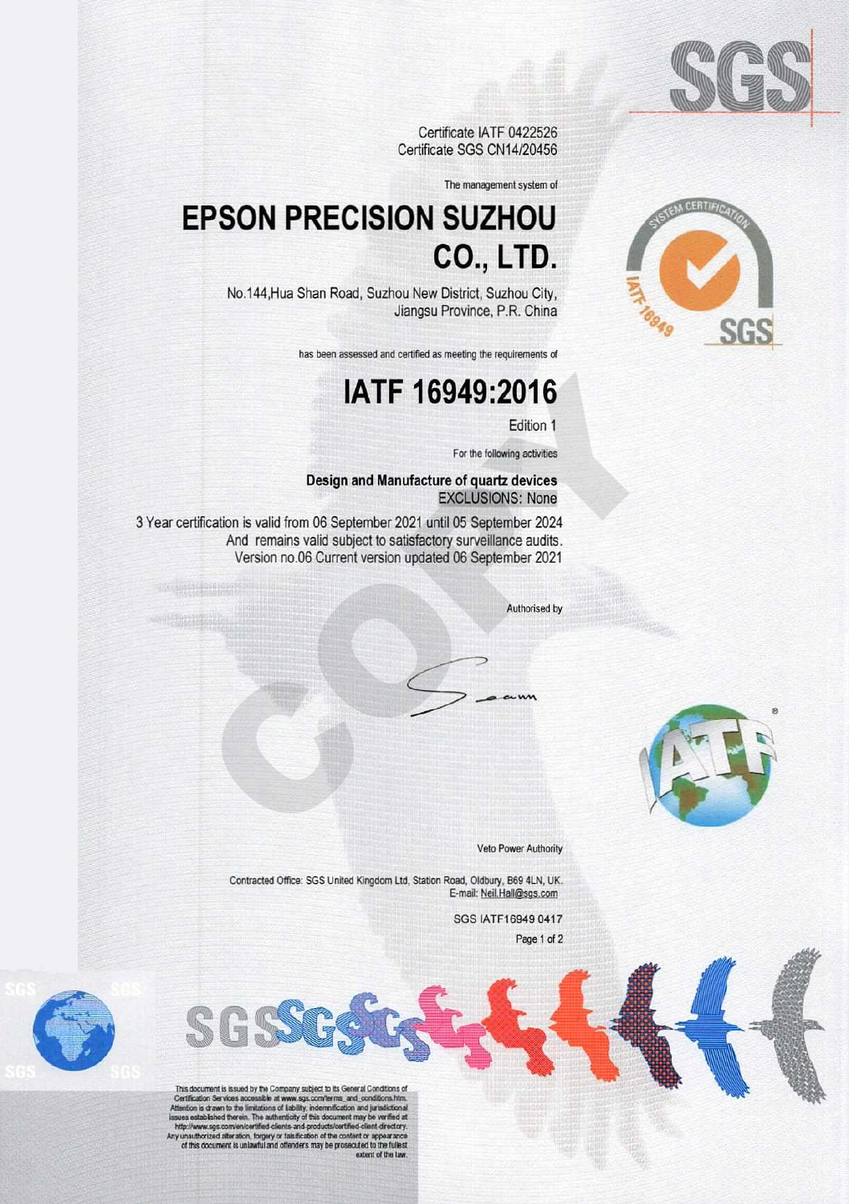Certificate IATF 0422526
Certificate SGS CN14/20456

The management system of

# EPSON PRECISION SUZHOU CO., LTD.

No.144,Hua Shan Road, Suzhou New District, Suzhou City, Jiangsu Province, P.R. China

has been assessed and certified as meeting the requirements of

# IATF 16949:2016

Edition 1

For the following activities

**Design and Manufacture of quartz devices**
EXCLUSIONS: None

3 Year certification is valid from 06 September 2021 until 05 September 2024
And remains valid subject to satisfactory surveillance audits.
Version no.06 Current version updated 06 September 2021

Authorised by

Veto Power Authority

Contracted Office: SGS United Kingdom Ltd, Station Road, Oldbury, B69 4LN, UK.
E-mail: Neil.Hall@sgs.com

SGS IATF16949 0417

This document is issued by the Company subject to its General Conditions of Certification Services accessible at www.sgs.com/terms_and_conditions.htm. Attention is drawn to the limitations of liability, indemnification and jurisdictional issues established therein. The authenticity of this document may be verified at http://www.sgs.com/en/certified-clients-and-products/certified-client-directory. Any unauthorized alteration, forgery or falsification of the content or appearance of this document is unlawful and offenders may be prosecuted to the fullest extent of the law.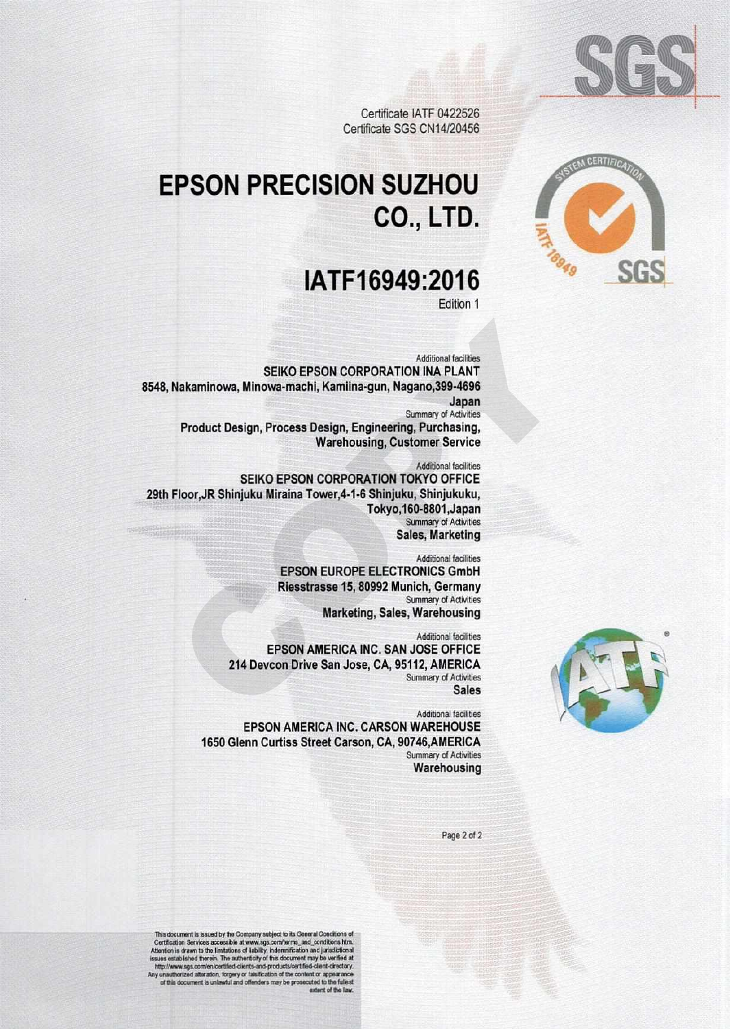Certificate IATF 0422526
Certificate SGS CN14/20456

# EPSON PRECISION SUZHOU CO., LTD.

## IATF16949:2016

Edition 1

Additional facilities
**SEIKO EPSON CORPORATION INA PLANT**
**8548, Nakaminowa, Minowa-machi, Kamiina-gun, Nagano,399-4696 Japan**
Summary of Activities
**Product Design, Process Design, Engineering, Purchasing, Warehousing, Customer Service**

Additional facilities
**SEIKO EPSON CORPORATION TOKYO OFFICE**
**29th Floor,JR Shinjuku Miraina Tower,4-1-6 Shinjuku, Shinjukuku, Tokyo,160-8801,Japan**
Summary of Activities
**Sales, Marketing**

Additional facilities
**EPSON EUROPE ELECTRONICS GmbH**
**Riesstrasse 15, 80992 Munich, Germany**
Summary of Activities
**Marketing, Sales, Warehousing**

Additional facilities
**EPSON AMERICA INC. SAN JOSE OFFICE**
**214 Devcon Drive San Jose, CA, 95112, AMERICA**
Summary of Activities
**Sales**

Additional facilities
**EPSON AMERICA INC. CARSON WAREHOUSE**
**1650 Glenn Curtiss Street Carson, CA, 90746,AMERICA**
Summary of Activities
**Warehousing**

This document is issued by the Company subject to its General Conditions of Certification Services accessible at www.sgs.com/terms_and_conditions.htm. Attention is drawn to the limitations of liability, indemnification and jurisdictional issues established therein. The authenticity of this document may be verified at http://www.sgs.com/en/certified-clients-and-products/certified-client-directory. Any unauthorized alteration, forgery or falsification of the content or appearance of this document is unlawful and offenders may be prosecuted to the fullest extent of the law.